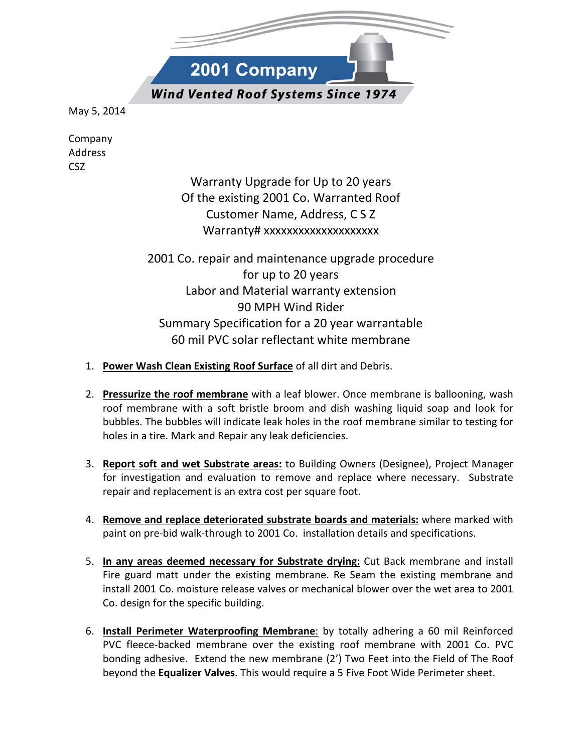2001 Company

*Wind Vented Roof Systems Since 1974*

May 5, 2014

Company
Address
CSZ

Warranty Upgrade for Up to 20 years
Of the existing 2001 Co. Warranted Roof
Customer Name, Address, C S Z
Warranty# xxxxxxxxxxxxxxxxxxxx

2001 Co. repair and maintenance upgrade procedure
for up to 20 years
Labor and Material warranty extension
90 MPH Wind Rider
Summary Specification for a 20 year warrantable
60 mil PVC solar reflectant white membrane

1. **Power Wash Clean Existing Roof Surface** of all dirt and Debris.

2. **Pressurize the roof membrane** with a leaf blower. Once membrane is ballooning, wash roof membrane with a soft bristle broom and dish washing liquid soap and look for bubbles. The bubbles will indicate leak holes in the roof membrane similar to testing for holes in a tire. Mark and Repair any leak deficiencies.

3. **Report soft and wet Substrate areas:** to Building Owners (Designee), Project Manager for investigation and evaluation to remove and replace where necessary. Substrate repair and replacement is an extra cost per square foot.

4. **Remove and replace deteriorated substrate boards and materials:** where marked with paint on pre-bid walk-through to 2001 Co. installation details and specifications.

5. **In any areas deemed necessary for Substrate drying:** Cut Back membrane and install Fire guard matt under the existing membrane. Re Seam the existing membrane and install 2001 Co. moisture release valves or mechanical blower over the wet area to 2001 Co. design for the specific building.

6. **Install Perimeter Waterproofing Membrane**: by totally adhering a 60 mil Reinforced PVC fleece-backed membrane over the existing roof membrane with 2001 Co. PVC bonding adhesive. Extend the new membrane (2') Two Feet into the Field of The Roof beyond the **Equalizer Valves**. This would require a 5 Five Foot Wide Perimeter sheet.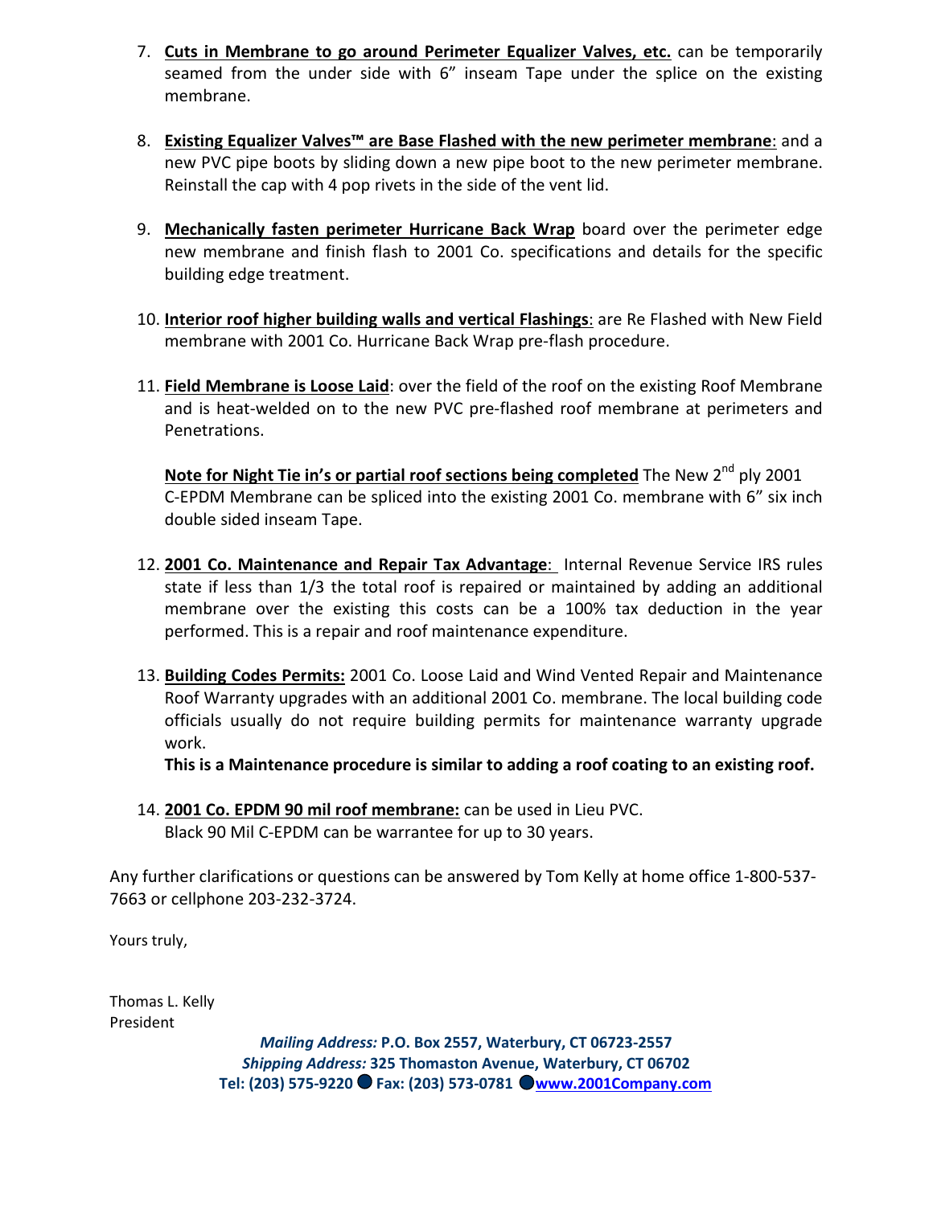7. **Cuts in Membrane to go around Perimeter Equalizer Valves, etc.** can be temporarily seamed from the under side with 6" inseam Tape under the splice on the existing membrane.

8. **Existing Equalizer Valves™ are Base Flashed with the new perimeter membrane**: and a new PVC pipe boots by sliding down a new pipe boot to the new perimeter membrane. Reinstall the cap with 4 pop rivets in the side of the vent lid.

9. **Mechanically fasten perimeter Hurricane Back Wrap** board over the perimeter edge new membrane and finish flash to 2001 Co. specifications and details for the specific building edge treatment.

10. **Interior roof higher building walls and vertical Flashings**: are Re Flashed with New Field membrane with 2001 Co. Hurricane Back Wrap pre-flash procedure.

11. **Field Membrane is Loose Laid**: over the field of the roof on the existing Roof Membrane and is heat-welded on to the new PVC pre-flashed roof membrane at perimeters and Penetrations.

    **Note for Night Tie in's or partial roof sections being completed** The New 2nd ply 2001 C-EPDM Membrane can be spliced into the existing 2001 Co. membrane with 6" six inch double sided inseam Tape.

12. **2001 Co. Maintenance and Repair Tax Advantage**: Internal Revenue Service IRS rules state if less than 1/3 the total roof is repaired or maintained by adding an additional membrane over the existing this costs can be a 100% tax deduction in the year performed. This is a repair and roof maintenance expenditure.

13. **Building Codes Permits:** 2001 Co. Loose Laid and Wind Vented Repair and Maintenance Roof Warranty upgrades with an additional 2001 Co. membrane. The local building code officials usually do not require building permits for maintenance warranty upgrade work.
    **This is a Maintenance procedure is similar to adding a roof coating to an existing roof.**

14. **2001 Co. EPDM 90 mil roof membrane:** can be used in Lieu PVC.
    Black 90 Mil C-EPDM can be warrantee for up to 30 years.

Any further clarifications or questions can be answered by Tom Kelly at home office 1-800-537-7663 or cellphone 203-232-3724.

Yours truly,

Thomas L. Kelly
President

***Mailing Address:*** **P.O. Box 2557, Waterbury, CT 06723-2557**
***Shipping Address:*** **325 Thomaston Avenue, Waterbury, CT 06702**
**Tel: (203) 575-9220 ● Fax: (203) 573-0781 ● www.2001Company.com**